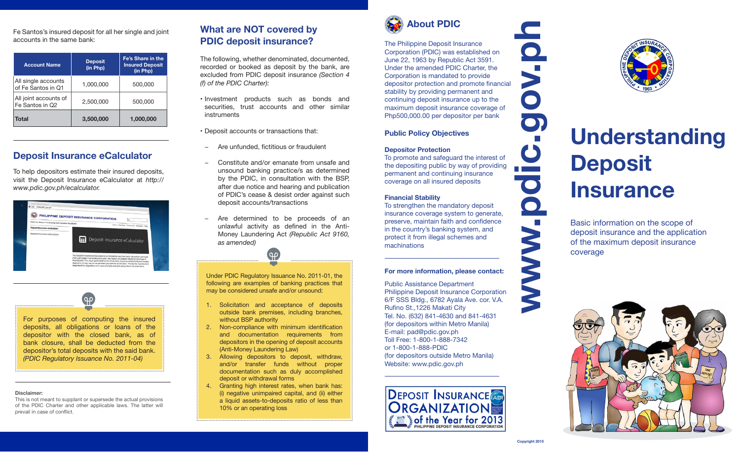Fe Santos's insured deposit for all her single and joint accounts in the same bank:

| Account Name | Deposit (in Php) | Fe's Share in the Insured Deposit (in Php) |
|---|---|---|
| All single accounts of Fe Santos in Q1 | 1,000,000 | 500,000 |
| All joint accounts of Fe Santos in Q2 | 2,500,000 | 500,000 |
| **Total** | **3,500,000** | **1,000,000** |

## Deposit Insurance eCalculator

To help depositors estimate their insured deposits, visit the Deposit Insurance eCalculator at *http://www.pdic.gov.ph/ecalculator.*

For purposes of computing the insured deposits, all obligations or loans of the depositor with the closed bank, as of bank closure, shall be deducted from the depositor's total deposits with the said bank. *(PDIC Regulatory Issuance No. 2011-04)*

**Disclaimer:**
This is not meant to supplant or supersede the actual provisions of the PDIC Charter and other applicable laws. The latter will prevail in case of conflict.

## What are NOT covered by PDIC deposit insurance?

The following, whether denominated, documented, recorded or booked as deposit by the bank, are excluded from PDIC deposit insurance *(Section 4 (f) of the PDIC Charter):*

- Investment products such as bonds and securities, trust accounts and other similar instruments
- Deposit accounts or transactions that:
  - Are unfunded, fictitious or fraudulent
  - Constitute and/or emanate from unsafe and unsound banking practice/s as determined by the PDIC, in consultation with the BSP, after due notice and hearing and publication of PDIC's cease & desist order against such deposit accounts/transactions
  - Are determined to be proceeds of an unlawful activity as defined in the Anti-Money Laundering Act *(Republic Act 9160, as amended)*

Under PDIC Regulatory Issuance No. 2011-01, the following are examples of banking practices that may be considered unsafe and/or unsound:

1. Solicitation and acceptance of deposits outside bank premises, including branches, without BSP authority
2. Non-compliance with minimum identification and documentation requirements from depositors in the opening of deposit accounts (Anti-Money Laundering Law)
3. Allowing depositors to deposit, withdraw, and/or transfer funds without proper documentation such as duly accomplished deposit or withdrawal forms
4. Granting high interest rates, when bank has: (i) negative unimpaired capital, and (ii) either a liquid assets-to-deposits ratio of less than 10% or an operating loss

## About PDIC

The Philippine Deposit Insurance Corporation (PDIC) was established on June 22, 1963 by Republic Act 3591. Under the amended PDIC Charter, the Corporation is mandated to provide depositor protection and promote financial stability by providing permanent and continuing deposit insurance up to the maximum deposit insurance coverage of Php500,000.00 per depositor per bank

### Public Policy Objectives

**Depositor Protection**
To promote and safeguard the interest of the depositing public by way of providing permanent and continuing insurance coverage on all insured deposits

**Financial Stability**
To strengthen the mandatory deposit insurance coverage system to generate, preserve, maintain faith and confidence in the country's banking system, and protect it from illegal schemes and machinations

**For more information, please contact:**

Public Assistance Department
Philippine Deposit Insurance Corporation
6/F SSS Bldg., 6782 Ayala Ave. cor. V.A. Rufino St.,1226 Makati City
Tel. No. (632) 841-4630 and 841-4631
(for depositors within Metro Manila)
E-mail: pad@pdic.gov.ph
Toll Free: 1-800-1-888-7342
or 1-800-1-888-PDIC
(for depositors outside Metro Manila)
Website: www.pdic.gov.ph

Deposit Insurance Organization of the Year for 2013
PHILIPPINE DEPOSIT INSURANCE CORPORATION

www.pdic.gov.ph

Copyright 2015

# Understanding Deposit Insurance

Basic information on the scope of deposit insurance and the application of the maximum deposit insurance coverage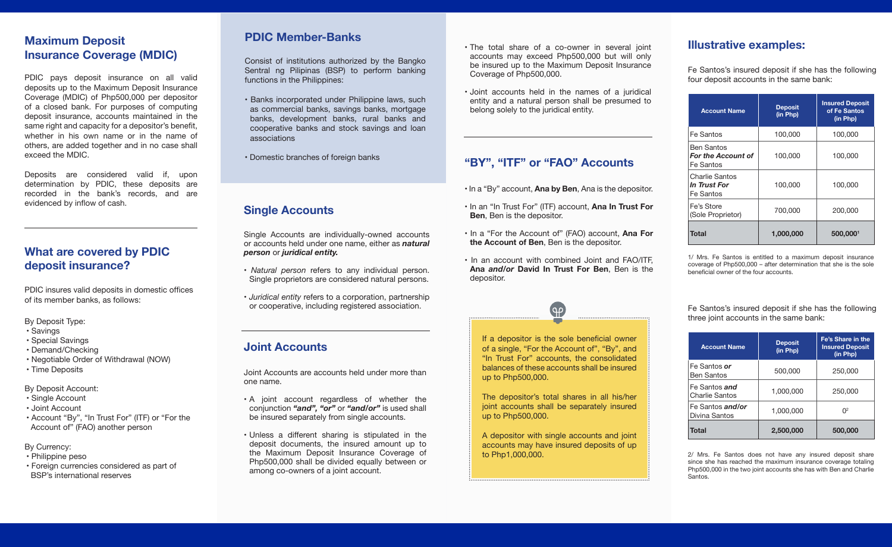## Maximum Deposit Insurance Coverage (MDIC)

PDIC pays deposit insurance on all valid deposits up to the Maximum Deposit Insurance Coverage (MDIC) of Php500,000 per depositor of a closed bank. For purposes of computing deposit insurance, accounts maintained in the same right and capacity for a depositor's benefit, whether in his own name or in the name of others, are added together and in no case shall exceed the MDIC.

Deposits are considered valid if, upon determination by PDIC, these deposits are recorded in the bank's records, and are evidenced by inflow of cash.

## What are covered by PDIC deposit insurance?

PDIC insures valid deposits in domestic offices of its member banks, as follows:

By Deposit Type:

- Savings
- Special Savings
- Demand/Checking
- Negotiable Order of Withdrawal (NOW)
- Time Deposits

By Deposit Account:

- Single Account
- Joint Account
- Account "By", "In Trust For" (ITF) or "For the Account of" (FAO) another person

By Currency:

- Philippine peso
- Foreign currencies considered as part of BSP's international reserves

## PDIC Member-Banks

Consist of institutions authorized by the Bangko Sentral ng Pilipinas (BSP) to perform banking functions in the Philippines:

- Banks incorporated under Philippine laws, such as commercial banks, savings banks, mortgage banks, development banks, rural banks and cooperative banks and stock savings and loan associations
- Domestic branches of foreign banks

## Single Accounts

Single Accounts are individually-owned accounts or accounts held under one name, either as ***natural person*** or ***juridical entity.***

- *Natural person* refers to any individual person. Single proprietors are considered natural persons.
- *Juridical entity* refers to a corporation, partnership or cooperative, including registered association.

## Joint Accounts

Joint Accounts are accounts held under more than one name.

- A joint account regardless of whether the conjunction ***"and", "or"*** or ***"and/or"*** is used shall be insured separately from single accounts.
- Unless a different sharing is stipulated in the deposit documents, the insured amount up to the Maximum Deposit Insurance Coverage of Php500,000 shall be divided equally between or among co-owners of a joint account.
- The total share of a co-owner in several joint accounts may exceed Php500,000 but will only be insured up to the Maximum Deposit Insurance Coverage of Php500,000.
- Joint accounts held in the names of a juridical entity and a natural person shall be presumed to belong solely to the juridical entity.

## "BY", "ITF" or "FAO" Accounts

- In a "By" account, **Ana by Ben**, Ana is the depositor.
- In an "In Trust For" (ITF) account, **Ana In Trust For Ben**, Ben is the depositor.
- In a "For the Account of" (FAO) account, **Ana For the Account of Ben**, Ben is the depositor.
- In an account with combined Joint and FAO/ITF, **Ana *and/or* David In Trust For Ben**, Ben is the depositor.

If a depositor is the sole beneficial owner of a single, "For the Account of", "By", and "In Trust For" accounts, the consolidated balances of these accounts shall be insured up to Php500,000.

The depositor's total shares in all his/her joint accounts shall be separately insured up to Php500,000.

A depositor with single accounts and joint accounts may have insured deposits of up to Php1,000,000.

## Illustrative examples:

Fe Santos's insured deposit if she has the following four deposit accounts in the same bank:

| Account Name | Deposit (in Php) | Insured Deposit of Fe Santos (in Php) |
|---|---|---|
| Fe Santos | 100,000 | 100,000 |
| Ben Santos ***For the Account of*** Fe Santos | 100,000 | 100,000 |
| Charlie Santos ***In Trust For*** Fe Santos | 100,000 | 100,000 |
| Fe's Store (Sole Proprietor) | 700,000 | 200,000 |
| **Total** | **1,000,000** | **500,000[1]** |

1/ Mrs. Fe Santos is entitled to a maximum deposit insurance coverage of Php500,000 – after determination that she is the sole beneficial owner of the four accounts.

Fe Santos's insured deposit if she has the following three joint accounts in the same bank:

| Account Name | Deposit (in Php) | Fe's Share in the Insured Deposit (in Php) |
|---|---|---|
| Fe Santos ***or*** Ben Santos | 500,000 | 250,000 |
| Fe Santos ***and*** Charlie Santos | 1,000,000 | 250,000 |
| Fe Santos ***and/or*** Divina Santos | 1,000,000 | 0[2] |
| **Total** | **2,500,000** | **500,000** |

2/ Mrs. Fe Santos does not have any insured deposit share since she has reached the maximum insurance coverage totaling Php500,000 in the two joint accounts she has with Ben and Charlie Santos.